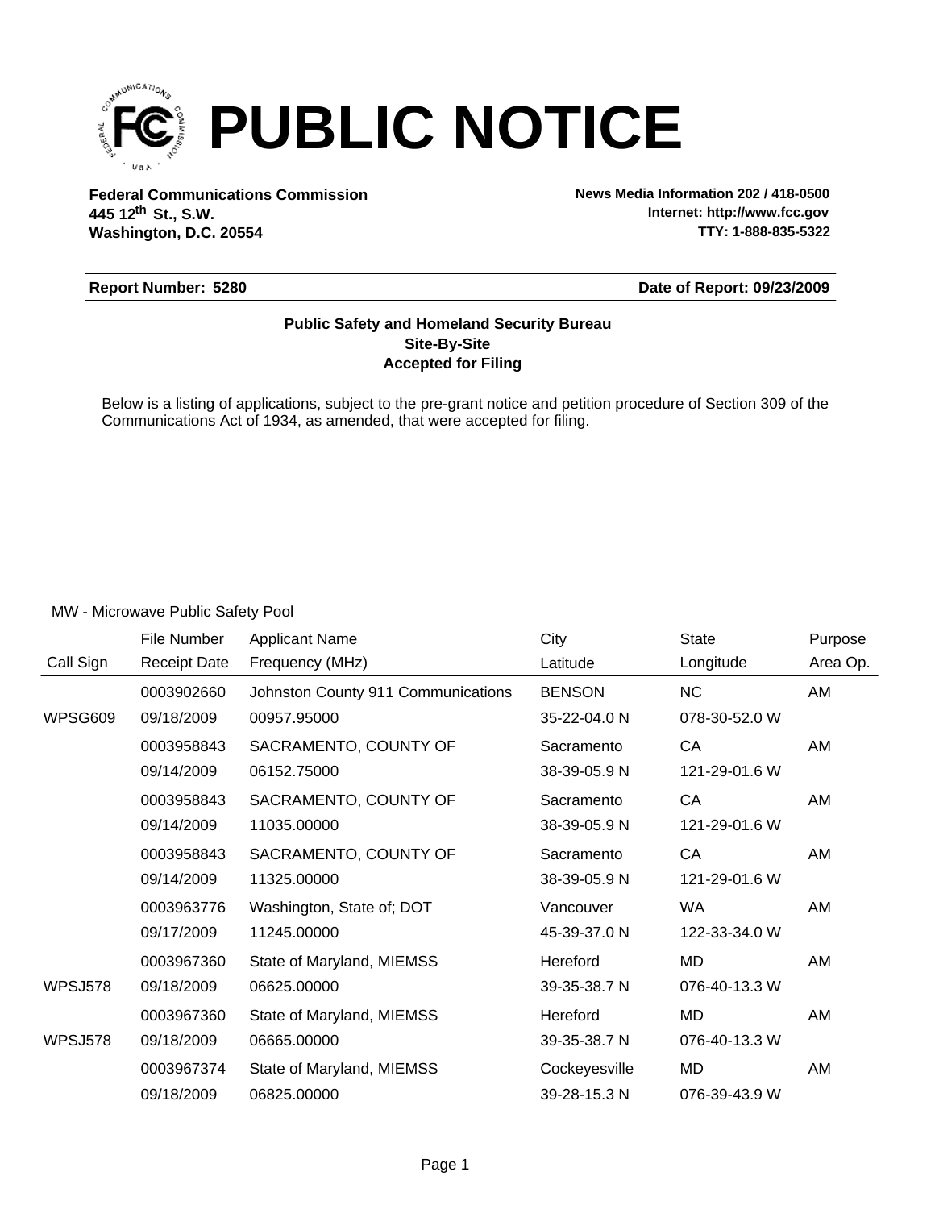# PUBLIC NOTICE

**Federal Communications Commission**
**445 12th St., S.W.**
**Washington, D.C. 20554**

**News Media Information 202 / 418-0500**
**Internet: http://www.fcc.gov**
**TTY: 1-888-835-5322**

**Report Number: 5280** **Date of Report: 09/23/2009**

**Public Safety and Homeland Security Bureau**
**Site-By-Site**
**Accepted for Filing**

Below is a listing of applications, subject to the pre-grant notice and petition procedure of Section 309 of the Communications Act of 1934, as amended, that were accepted for filing.

MW - Microwave Public Safety Pool

| Call Sign | File Number / Receipt Date | Applicant Name / Frequency (MHz) | City / Latitude | State / Longitude | Purpose / Area Op. |
|---|---|---|---|---|---|
| | 0003902660 | Johnston County 911 Communications | BENSON | NC | AM |
| WPSG609 | 09/18/2009 | 00957.95000 | 35-22-04.0 N | 078-30-52.0 W | |
| | 0003958843 | SACRAMENTO, COUNTY OF | Sacramento | CA | AM |
| | 09/14/2009 | 06152.75000 | 38-39-05.9 N | 121-29-01.6 W | |
| | 0003958843 | SACRAMENTO, COUNTY OF | Sacramento | CA | AM |
| | 09/14/2009 | 11035.00000 | 38-39-05.9 N | 121-29-01.6 W | |
| | 0003958843 | SACRAMENTO, COUNTY OF | Sacramento | CA | AM |
| | 09/14/2009 | 11325.00000 | 38-39-05.9 N | 121-29-01.6 W | |
| | 0003963776 | Washington, State of; DOT | Vancouver | WA | AM |
| | 09/17/2009 | 11245.00000 | 45-39-37.0 N | 122-33-34.0 W | |
| | 0003967360 | State of Maryland, MIEMSS | Hereford | MD | AM |
| WPSJ578 | 09/18/2009 | 06625.00000 | 39-35-38.7 N | 076-40-13.3 W | |
| | 0003967360 | State of Maryland, MIEMSS | Hereford | MD | AM |
| WPSJ578 | 09/18/2009 | 06665.00000 | 39-35-38.7 N | 076-40-13.3 W | |
| | 0003967374 | State of Maryland, MIEMSS | Cockeyesville | MD | AM |
| | 09/18/2009 | 06825.00000 | 39-28-15.3 N | 076-39-43.9 W | |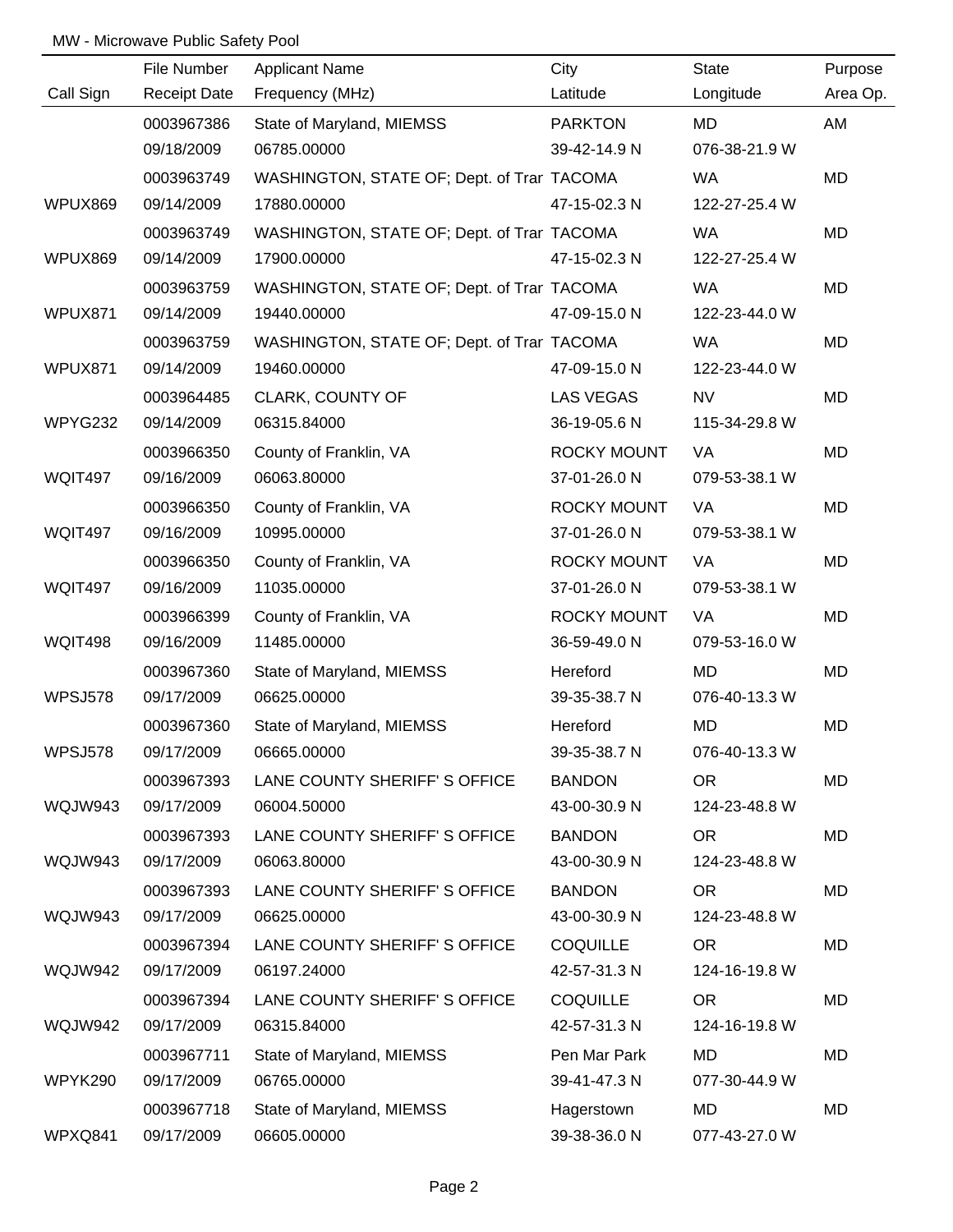MW - Microwave Public Safety Pool

| Call Sign | File Number<br>Receipt Date | Applicant Name<br>Frequency (MHz) | City<br>Latitude | State<br>Longitude | Purpose<br>Area Op. |
|---|---|---|---|---|---|
| | 0003967386<br>09/18/2009 | State of Maryland, MIEMSS<br>06785.00000 | PARKTON<br>39-42-14.9 N | MD<br>076-38-21.9 W | AM |
| WPUX869 | 0003963749<br>09/14/2009 | WASHINGTON, STATE OF; Dept. of Trar<br>17880.00000 | TACOMA<br>47-15-02.3 N | WA<br>122-27-25.4 W | MD |
| WPUX869 | 0003963749<br>09/14/2009 | WASHINGTON, STATE OF; Dept. of Trar<br>17900.00000 | TACOMA<br>47-15-02.3 N | WA<br>122-27-25.4 W | MD |
| WPUX871 | 0003963759<br>09/14/2009 | WASHINGTON, STATE OF; Dept. of Trar<br>19440.00000 | TACOMA<br>47-09-15.0 N | WA<br>122-23-44.0 W | MD |
| WPUX871 | 0003963759<br>09/14/2009 | WASHINGTON, STATE OF; Dept. of Trar<br>19460.00000 | TACOMA<br>47-09-15.0 N | WA<br>122-23-44.0 W | MD |
| WPYG232 | 0003964485<br>09/14/2009 | CLARK, COUNTY OF<br>06315.84000 | LAS VEGAS<br>36-19-05.6 N | NV<br>115-34-29.8 W | MD |
| WQIT497 | 0003966350<br>09/16/2009 | County of Franklin, VA<br>06063.80000 | ROCKY MOUNT<br>37-01-26.0 N | VA<br>079-53-38.1 W | MD |
| WQIT497 | 0003966350<br>09/16/2009 | County of Franklin, VA<br>10995.00000 | ROCKY MOUNT<br>37-01-26.0 N | VA<br>079-53-38.1 W | MD |
| WQIT497 | 0003966350<br>09/16/2009 | County of Franklin, VA<br>11035.00000 | ROCKY MOUNT<br>37-01-26.0 N | VA<br>079-53-38.1 W | MD |
| WQIT498 | 0003966399<br>09/16/2009 | County of Franklin, VA<br>11485.00000 | ROCKY MOUNT<br>36-59-49.0 N | VA<br>079-53-16.0 W | MD |
| WPSJ578 | 0003967360<br>09/17/2009 | State of Maryland, MIEMSS<br>06625.00000 | Hereford<br>39-35-38.7 N | MD<br>076-40-13.3 W | MD |
| WPSJ578 | 0003967360<br>09/17/2009 | State of Maryland, MIEMSS<br>06665.00000 | Hereford<br>39-35-38.7 N | MD<br>076-40-13.3 W | MD |
| WQJW943 | 0003967393<br>09/17/2009 | LANE COUNTY SHERIFF' S OFFICE<br>06004.50000 | BANDON<br>43-00-30.9 N | OR<br>124-23-48.8 W | MD |
| WQJW943 | 0003967393<br>09/17/2009 | LANE COUNTY SHERIFF' S OFFICE<br>06063.80000 | BANDON<br>43-00-30.9 N | OR<br>124-23-48.8 W | MD |
| WQJW943 | 0003967393<br>09/17/2009 | LANE COUNTY SHERIFF' S OFFICE<br>06625.00000 | BANDON<br>43-00-30.9 N | OR<br>124-23-48.8 W | MD |
| WQJW942 | 0003967394<br>09/17/2009 | LANE COUNTY SHERIFF' S OFFICE<br>06197.24000 | COQUILLE<br>42-57-31.3 N | OR<br>124-16-19.8 W | MD |
| WQJW942 | 0003967394<br>09/17/2009 | LANE COUNTY SHERIFF' S OFFICE<br>06315.84000 | COQUILLE<br>42-57-31.3 N | OR<br>124-16-19.8 W | MD |
| WPYK290 | 0003967711<br>09/17/2009 | State of Maryland, MIEMSS<br>06765.00000 | Pen Mar Park<br>39-41-47.3 N | MD<br>077-30-44.9 W | MD |
| WPXQ841 | 0003967718<br>09/17/2009 | State of Maryland, MIEMSS<br>06605.00000 | Hagerstown<br>39-38-36.0 N | MD<br>077-43-27.0 W | MD |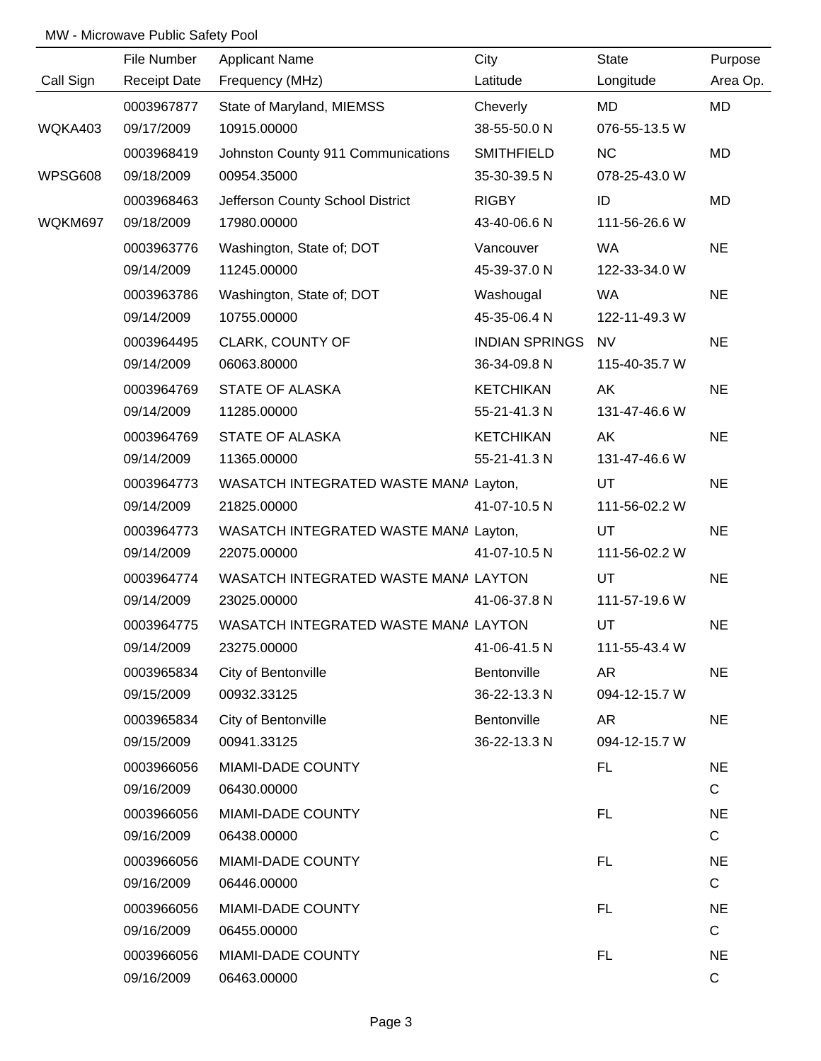MW - Microwave Public Safety Pool

| Call Sign | File Number<br>Receipt Date | Applicant Name<br>Frequency (MHz) | City<br>Latitude | State<br>Longitude | Purpose<br>Area Op. |
|---|---|---|---|---|---|
| WQKA403 | 0003967877<br>09/17/2009 | State of Maryland, MIEMSS<br>10915.00000 | Cheverly<br>38-55-50.0 N | MD<br>076-55-13.5 W | MD |
| WPSG608 | 0003968419<br>09/18/2009 | Johnston County 911 Communications<br>00954.35000 | SMITHFIELD<br>35-30-39.5 N | NC<br>078-25-43.0 W | MD |
| WQKM697 | 0003968463<br>09/18/2009 | Jefferson County School District<br>17980.00000 | RIGBY<br>43-40-06.6 N | ID<br>111-56-26.6 W | MD |
| | 0003963776<br>09/14/2009 | Washington, State of; DOT<br>11245.00000 | Vancouver<br>45-39-37.0 N | WA<br>122-33-34.0 W | NE |
| | 0003963786<br>09/14/2009 | Washington, State of; DOT<br>10755.00000 | Washougal<br>45-35-06.4 N | WA<br>122-11-49.3 W | NE |
| | 0003964495<br>09/14/2009 | CLARK, COUNTY OF<br>06063.80000 | INDIAN SPRINGS<br>36-34-09.8 N | NV<br>115-40-35.7 W | NE |
| | 0003964769<br>09/14/2009 | STATE OF ALASKA<br>11285.00000 | KETCHIKAN<br>55-21-41.3 N | AK<br>131-47-46.6 W | NE |
| | 0003964769<br>09/14/2009 | STATE OF ALASKA<br>11365.00000 | KETCHIKAN<br>55-21-41.3 N | AK<br>131-47-46.6 W | NE |
| | 0003964773<br>09/14/2009 | WASATCH INTEGRATED WASTE MANA<br>21825.00000 | Layton,<br>41-07-10.5 N | UT<br>111-56-02.2 W | NE |
| | 0003964773<br>09/14/2009 | WASATCH INTEGRATED WASTE MANA<br>22075.00000 | Layton,<br>41-07-10.5 N | UT<br>111-56-02.2 W | NE |
| | 0003964774<br>09/14/2009 | WASATCH INTEGRATED WASTE MANA<br>23025.00000 | LAYTON<br>41-06-37.8 N | UT<br>111-57-19.6 W | NE |
| | 0003964775<br>09/14/2009 | WASATCH INTEGRATED WASTE MANA<br>23275.00000 | LAYTON<br>41-06-41.5 N | UT<br>111-55-43.4 W | NE |
| | 0003965834<br>09/15/2009 | City of Bentonville<br>00932.33125 | Bentonville<br>36-22-13.3 N | AR<br>094-12-15.7 W | NE |
| | 0003965834<br>09/15/2009 | City of Bentonville<br>00941.33125 | Bentonville<br>36-22-13.3 N | AR<br>094-12-15.7 W | NE |
| | 0003966056<br>09/16/2009 | MIAMI-DADE COUNTY<br>06430.00000 | | FL | NE<br>C |
| | 0003966056<br>09/16/2009 | MIAMI-DADE COUNTY<br>06438.00000 | | FL | NE<br>C |
| | 0003966056<br>09/16/2009 | MIAMI-DADE COUNTY<br>06446.00000 | | FL | NE<br>C |
| | 0003966056<br>09/16/2009 | MIAMI-DADE COUNTY<br>06455.00000 | | FL | NE<br>C |
| | 0003966056<br>09/16/2009 | MIAMI-DADE COUNTY<br>06463.00000 | | FL | NE<br>C |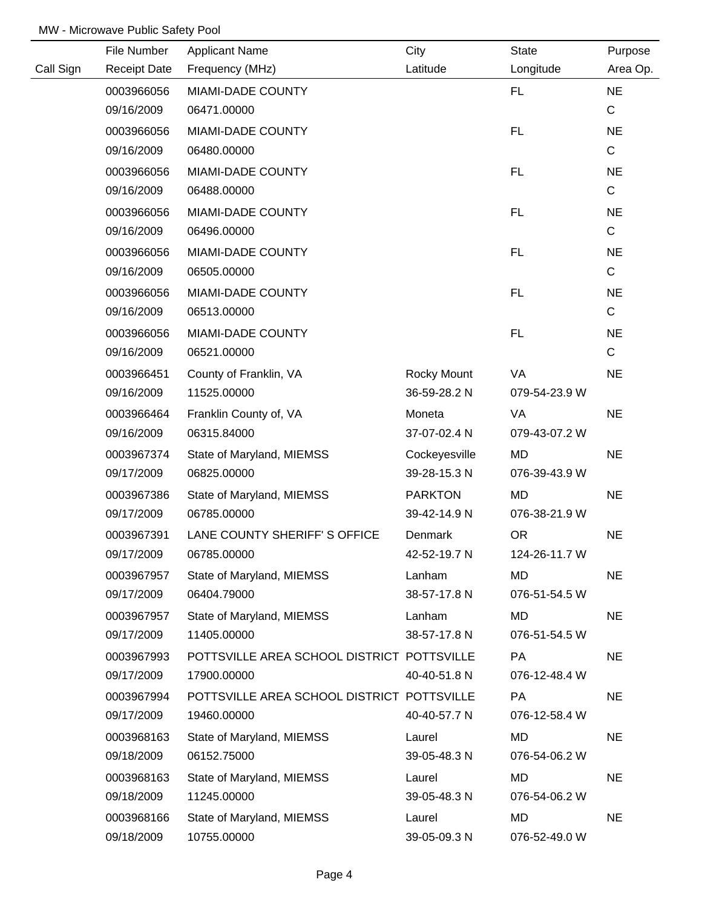MW - Microwave Public Safety Pool

| Call Sign | File Number<br>Receipt Date | Applicant Name<br>Frequency (MHz) | City<br>Latitude | State<br>Longitude | Purpose<br>Area Op. |
|---|---|---|---|---|---|
| | 0003966056<br>09/16/2009 | MIAMI-DADE COUNTY<br>06471.00000 | | FL | NE<br>C |
| | 0003966056<br>09/16/2009 | MIAMI-DADE COUNTY<br>06480.00000 | | FL | NE<br>C |
| | 0003966056<br>09/16/2009 | MIAMI-DADE COUNTY<br>06488.00000 | | FL | NE<br>C |
| | 0003966056<br>09/16/2009 | MIAMI-DADE COUNTY<br>06496.00000 | | FL | NE<br>C |
| | 0003966056<br>09/16/2009 | MIAMI-DADE COUNTY<br>06505.00000 | | FL | NE<br>C |
| | 0003966056<br>09/16/2009 | MIAMI-DADE COUNTY<br>06513.00000 | | FL | NE<br>C |
| | 0003966056<br>09/16/2009 | MIAMI-DADE COUNTY<br>06521.00000 | | FL | NE<br>C |
| | 0003966451<br>09/16/2009 | County of Franklin, VA<br>11525.00000 | Rocky Mount<br>36-59-28.2 N | VA<br>079-54-23.9 W | NE |
| | 0003966464<br>09/16/2009 | Franklin County of, VA<br>06315.84000 | Moneta<br>37-07-02.4 N | VA<br>079-43-07.2 W | NE |
| | 0003967374<br>09/17/2009 | State of Maryland, MIEMSS<br>06825.00000 | Cockeyesville<br>39-28-15.3 N | MD<br>076-39-43.9 W | NE |
| | 0003967386<br>09/17/2009 | State of Maryland, MIEMSS<br>06785.00000 | PARKTON<br>39-42-14.9 N | MD<br>076-38-21.9 W | NE |
| | 0003967391<br>09/17/2009 | LANE COUNTY SHERIFF' S OFFICE<br>06785.00000 | Denmark<br>42-52-19.7 N | OR<br>124-26-11.7 W | NE |
| | 0003967957<br>09/17/2009 | State of Maryland, MIEMSS<br>06404.79000 | Lanham<br>38-57-17.8 N | MD<br>076-51-54.5 W | NE |
| | 0003967957<br>09/17/2009 | State of Maryland, MIEMSS<br>11405.00000 | Lanham<br>38-57-17.8 N | MD<br>076-51-54.5 W | NE |
| | 0003967993<br>09/17/2009 | POTTSVILLE AREA SCHOOL DISTRICT<br>17900.00000 | POTTSVILLE<br>40-40-51.8 N | PA<br>076-12-48.4 W | NE |
| | 0003967994<br>09/17/2009 | POTTSVILLE AREA SCHOOL DISTRICT<br>19460.00000 | POTTSVILLE<br>40-40-57.7 N | PA<br>076-12-58.4 W | NE |
| | 0003968163<br>09/18/2009 | State of Maryland, MIEMSS<br>06152.75000 | Laurel<br>39-05-48.3 N | MD<br>076-54-06.2 W | NE |
| | 0003968163<br>09/18/2009 | State of Maryland, MIEMSS<br>11245.00000 | Laurel<br>39-05-48.3 N | MD<br>076-54-06.2 W | NE |
| | 0003968166<br>09/18/2009 | State of Maryland, MIEMSS<br>10755.00000 | Laurel<br>39-05-09.3 N | MD<br>076-52-49.0 W | NE |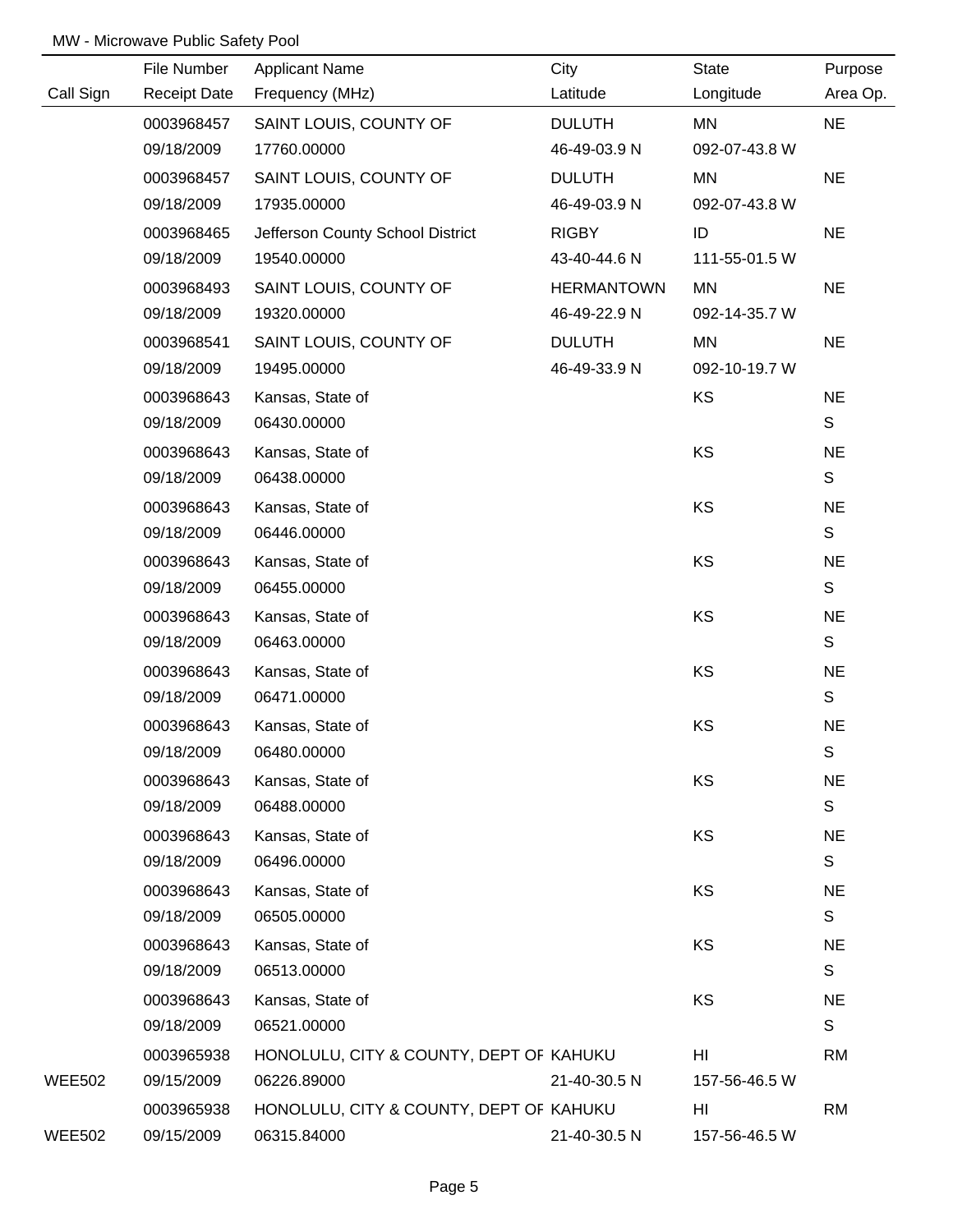MW - Microwave Public Safety Pool

| Call Sign | File Number<br>Receipt Date | Applicant Name<br>Frequency (MHz) | City<br>Latitude | State<br>Longitude | Purpose<br>Area Op. |
|---|---|---|---|---|---|
| | 0003968457<br>09/18/2009 | SAINT LOUIS, COUNTY OF<br>17760.00000 | DULUTH<br>46-49-03.9 N | MN<br>092-07-43.8 W | NE |
| | 0003968457<br>09/18/2009 | SAINT LOUIS, COUNTY OF<br>17935.00000 | DULUTH<br>46-49-03.9 N | MN<br>092-07-43.8 W | NE |
| | 0003968465<br>09/18/2009 | Jefferson County School District<br>19540.00000 | RIGBY<br>43-40-44.6 N | ID<br>111-55-01.5 W | NE |
| | 0003968493<br>09/18/2009 | SAINT LOUIS, COUNTY OF<br>19320.00000 | HERMANTOWN<br>46-49-22.9 N | MN<br>092-14-35.7 W | NE |
| | 0003968541<br>09/18/2009 | SAINT LOUIS, COUNTY OF<br>19495.00000 | DULUTH<br>46-49-33.9 N | MN<br>092-10-19.7 W | NE |
| | 0003968643<br>09/18/2009 | Kansas, State of<br>06430.00000 | | KS | NE<br>S |
| | 0003968643<br>09/18/2009 | Kansas, State of<br>06438.00000 | | KS | NE<br>S |
| | 0003968643<br>09/18/2009 | Kansas, State of<br>06446.00000 | | KS | NE<br>S |
| | 0003968643<br>09/18/2009 | Kansas, State of<br>06455.00000 | | KS | NE<br>S |
| | 0003968643<br>09/18/2009 | Kansas, State of<br>06463.00000 | | KS | NE<br>S |
| | 0003968643<br>09/18/2009 | Kansas, State of<br>06471.00000 | | KS | NE<br>S |
| | 0003968643<br>09/18/2009 | Kansas, State of<br>06480.00000 | | KS | NE<br>S |
| | 0003968643<br>09/18/2009 | Kansas, State of<br>06488.00000 | | KS | NE<br>S |
| | 0003968643<br>09/18/2009 | Kansas, State of<br>06496.00000 | | KS | NE<br>S |
| | 0003968643<br>09/18/2009 | Kansas, State of<br>06505.00000 | | KS | NE<br>S |
| | 0003968643<br>09/18/2009 | Kansas, State of<br>06513.00000 | | KS | NE<br>S |
| | 0003968643<br>09/18/2009 | Kansas, State of<br>06521.00000 | | KS | NE<br>S |
| WEE502 | 0003965938<br>09/15/2009 | HONOLULU, CITY & COUNTY, DEPT OF<br>06226.89000 | KAHUKU<br>21-40-30.5 N | HI<br>157-56-46.5 W | RM |
| WEE502 | 0003965938<br>09/15/2009 | HONOLULU, CITY & COUNTY, DEPT OF<br>06315.84000 | KAHUKU<br>21-40-30.5 N | HI<br>157-56-46.5 W | RM |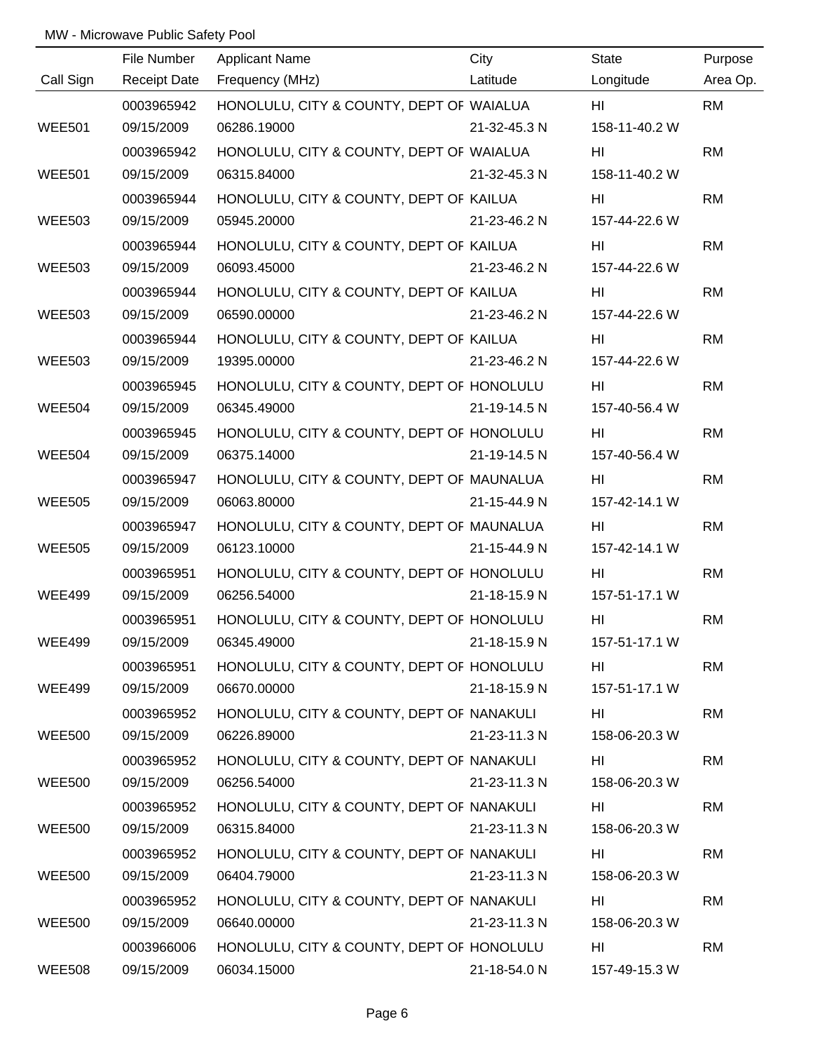MW - Microwave Public Safety Pool

| Call Sign | File Number / Receipt Date | Applicant Name / Frequency (MHz) | City / Latitude | State / Longitude | Purpose / Area Op. |
|---|---|---|---|---|---|
| | 0003965942 | HONOLULU, CITY & COUNTY, DEPT OF | WAIALUA | HI | RM |
| WEE501 | 09/15/2009 | 06286.19000 | 21-32-45.3 N | 158-11-40.2 W | |
| | 0003965942 | HONOLULU, CITY & COUNTY, DEPT OF | WAIALUA | HI | RM |
| WEE501 | 09/15/2009 | 06315.84000 | 21-32-45.3 N | 158-11-40.2 W | |
| | 0003965944 | HONOLULU, CITY & COUNTY, DEPT OF | KAILUA | HI | RM |
| WEE503 | 09/15/2009 | 05945.20000 | 21-23-46.2 N | 157-44-22.6 W | |
| | 0003965944 | HONOLULU, CITY & COUNTY, DEPT OF | KAILUA | HI | RM |
| WEE503 | 09/15/2009 | 06093.45000 | 21-23-46.2 N | 157-44-22.6 W | |
| | 0003965944 | HONOLULU, CITY & COUNTY, DEPT OF | KAILUA | HI | RM |
| WEE503 | 09/15/2009 | 06590.00000 | 21-23-46.2 N | 157-44-22.6 W | |
| | 0003965944 | HONOLULU, CITY & COUNTY, DEPT OF | KAILUA | HI | RM |
| WEE503 | 09/15/2009 | 19395.00000 | 21-23-46.2 N | 157-44-22.6 W | |
| | 0003965945 | HONOLULU, CITY & COUNTY, DEPT OF | HONOLULU | HI | RM |
| WEE504 | 09/15/2009 | 06345.49000 | 21-19-14.5 N | 157-40-56.4 W | |
| | 0003965945 | HONOLULU, CITY & COUNTY, DEPT OF | HONOLULU | HI | RM |
| WEE504 | 09/15/2009 | 06375.14000 | 21-19-14.5 N | 157-40-56.4 W | |
| | 0003965947 | HONOLULU, CITY & COUNTY, DEPT OF | MAUNALUA | HI | RM |
| WEE505 | 09/15/2009 | 06063.80000 | 21-15-44.9 N | 157-42-14.1 W | |
| | 0003965947 | HONOLULU, CITY & COUNTY, DEPT OF | MAUNALUA | HI | RM |
| WEE505 | 09/15/2009 | 06123.10000 | 21-15-44.9 N | 157-42-14.1 W | |
| | 0003965951 | HONOLULU, CITY & COUNTY, DEPT OF | HONOLULU | HI | RM |
| WEE499 | 09/15/2009 | 06256.54000 | 21-18-15.9 N | 157-51-17.1 W | |
| | 0003965951 | HONOLULU, CITY & COUNTY, DEPT OF | HONOLULU | HI | RM |
| WEE499 | 09/15/2009 | 06345.49000 | 21-18-15.9 N | 157-51-17.1 W | |
| | 0003965951 | HONOLULU, CITY & COUNTY, DEPT OF | HONOLULU | HI | RM |
| WEE499 | 09/15/2009 | 06670.00000 | 21-18-15.9 N | 157-51-17.1 W | |
| | 0003965952 | HONOLULU, CITY & COUNTY, DEPT OF | NANAKULI | HI | RM |
| WEE500 | 09/15/2009 | 06226.89000 | 21-23-11.3 N | 158-06-20.3 W | |
| | 0003965952 | HONOLULU, CITY & COUNTY, DEPT OF | NANAKULI | HI | RM |
| WEE500 | 09/15/2009 | 06256.54000 | 21-23-11.3 N | 158-06-20.3 W | |
| | 0003965952 | HONOLULU, CITY & COUNTY, DEPT OF | NANAKULI | HI | RM |
| WEE500 | 09/15/2009 | 06315.84000 | 21-23-11.3 N | 158-06-20.3 W | |
| | 0003965952 | HONOLULU, CITY & COUNTY, DEPT OF | NANAKULI | HI | RM |
| WEE500 | 09/15/2009 | 06404.79000 | 21-23-11.3 N | 158-06-20.3 W | |
| | 0003965952 | HONOLULU, CITY & COUNTY, DEPT OF | NANAKULI | HI | RM |
| WEE500 | 09/15/2009 | 06640.00000 | 21-23-11.3 N | 158-06-20.3 W | |
| | 0003966006 | HONOLULU, CITY & COUNTY, DEPT OF | HONOLULU | HI | RM |
| WEE508 | 09/15/2009 | 06034.15000 | 21-18-54.0 N | 157-49-15.3 W | |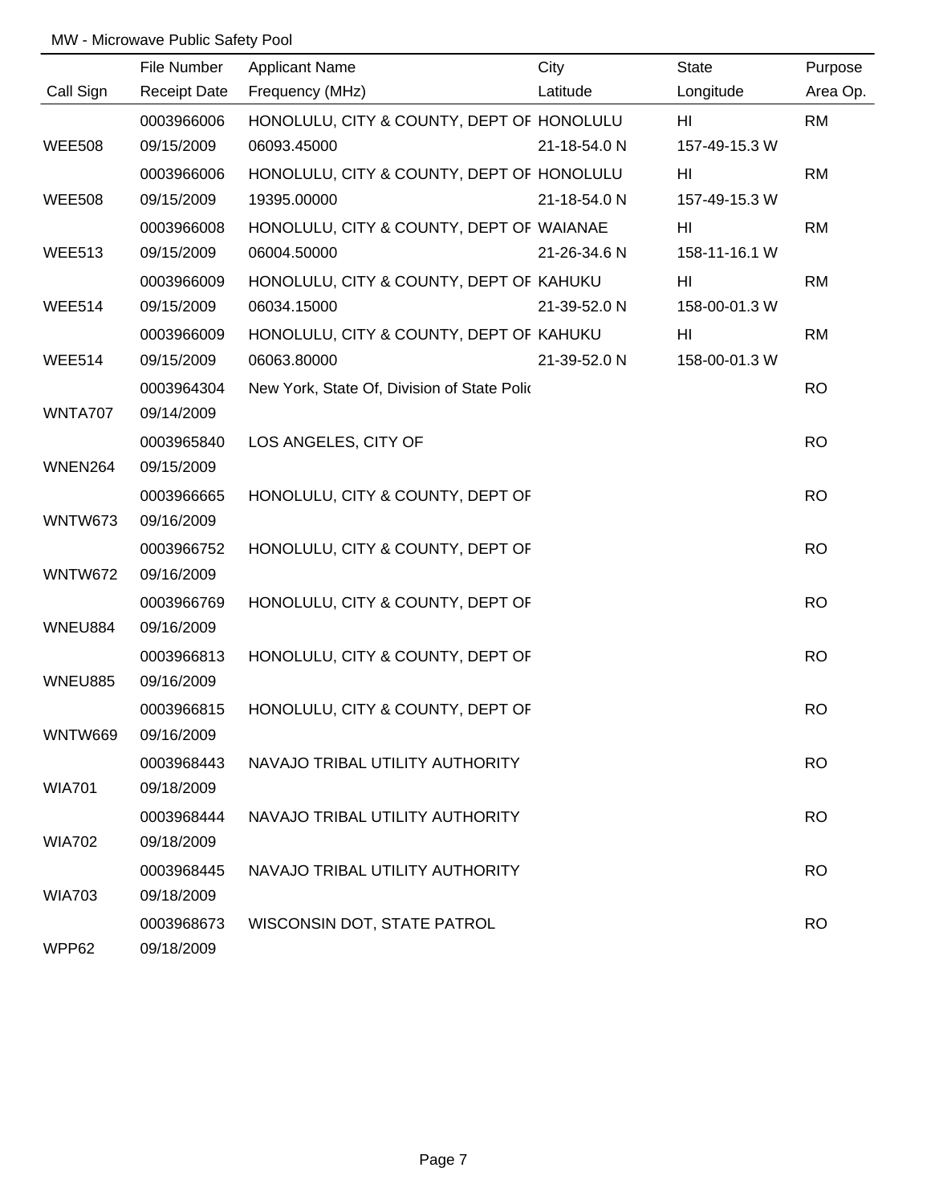MW - Microwave Public Safety Pool

| Call Sign | File Number<br>Receipt Date | Applicant Name<br>Frequency (MHz) | City<br>Latitude | State<br>Longitude | Purpose<br>Area Op. |
|---|---|---|---|---|---|
| WEE508 | 0003966006<br>09/15/2009 | HONOLULU, CITY & COUNTY, DEPT OF<br>06093.45000 | HONOLULU<br>21-18-54.0 N | HI<br>157-49-15.3 W | RM |
| WEE508 | 0003966006<br>09/15/2009 | HONOLULU, CITY & COUNTY, DEPT OF<br>19395.00000 | HONOLULU<br>21-18-54.0 N | HI<br>157-49-15.3 W | RM |
| WEE513 | 0003966008<br>09/15/2009 | HONOLULU, CITY & COUNTY, DEPT OF<br>06004.50000 | WAIANAE<br>21-26-34.6 N | HI<br>158-11-16.1 W | RM |
| WEE514 | 0003966009<br>09/15/2009 | HONOLULU, CITY & COUNTY, DEPT OF<br>06034.15000 | KAHUKU<br>21-39-52.0 N | HI<br>158-00-01.3 W | RM |
| WEE514 | 0003966009<br>09/15/2009 | HONOLULU, CITY & COUNTY, DEPT OF<br>06063.80000 | KAHUKU<br>21-39-52.0 N | HI<br>158-00-01.3 W | RM |
| WNTA707 | 0003964304<br>09/14/2009 | New York, State Of, Division of State Polic | | | RO |
| WNEN264 | 0003965840<br>09/15/2009 | LOS ANGELES, CITY OF | | | RO |
| WNTW673 | 0003966665<br>09/16/2009 | HONOLULU, CITY & COUNTY, DEPT OF | | | RO |
| WNTW672 | 0003966752<br>09/16/2009 | HONOLULU, CITY & COUNTY, DEPT OF | | | RO |
| WNEU884 | 0003966769<br>09/16/2009 | HONOLULU, CITY & COUNTY, DEPT OF | | | RO |
| WNEU885 | 0003966813<br>09/16/2009 | HONOLULU, CITY & COUNTY, DEPT OF | | | RO |
| WNTW669 | 0003966815<br>09/16/2009 | HONOLULU, CITY & COUNTY, DEPT OF | | | RO |
| WIA701 | 0003968443<br>09/18/2009 | NAVAJO TRIBAL UTILITY AUTHORITY | | | RO |
| WIA702 | 0003968444<br>09/18/2009 | NAVAJO TRIBAL UTILITY AUTHORITY | | | RO |
| WIA703 | 0003968445<br>09/18/2009 | NAVAJO TRIBAL UTILITY AUTHORITY | | | RO |
| WPP62 | 0003968673<br>09/18/2009 | WISCONSIN DOT, STATE PATROL | | | RO |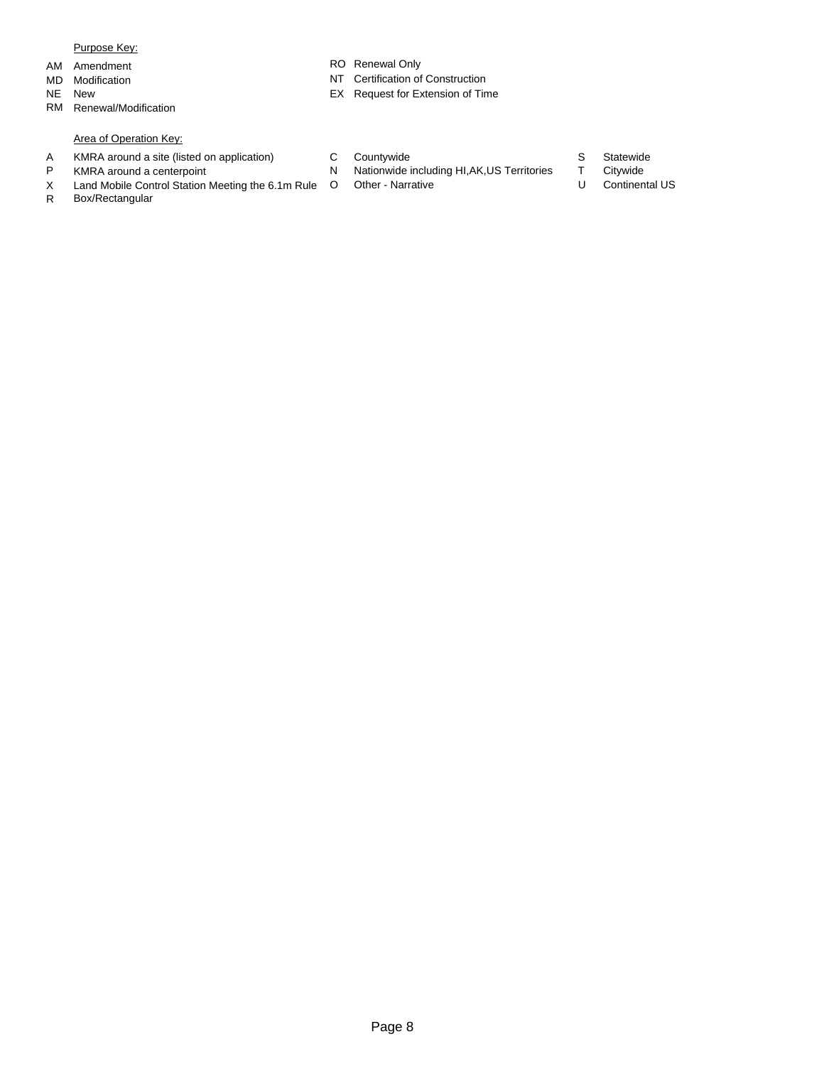Purpose Key:

AM Amendment
MD Modification
NE New
RM Renewal/Modification
RO Renewal Only
NT Certification of Construction
EX Request for Extension of Time

Area of Operation Key:

A KMRA around a site (listed on application)
P KMRA around a centerpoint
X Land Mobile Control Station Meeting the 6.1m Rule
R Box/Rectangular
C Countywide
N Nationwide including HI,AK,US Territories
O Other - Narrative
S Statewide
T Citywide
U Continental US